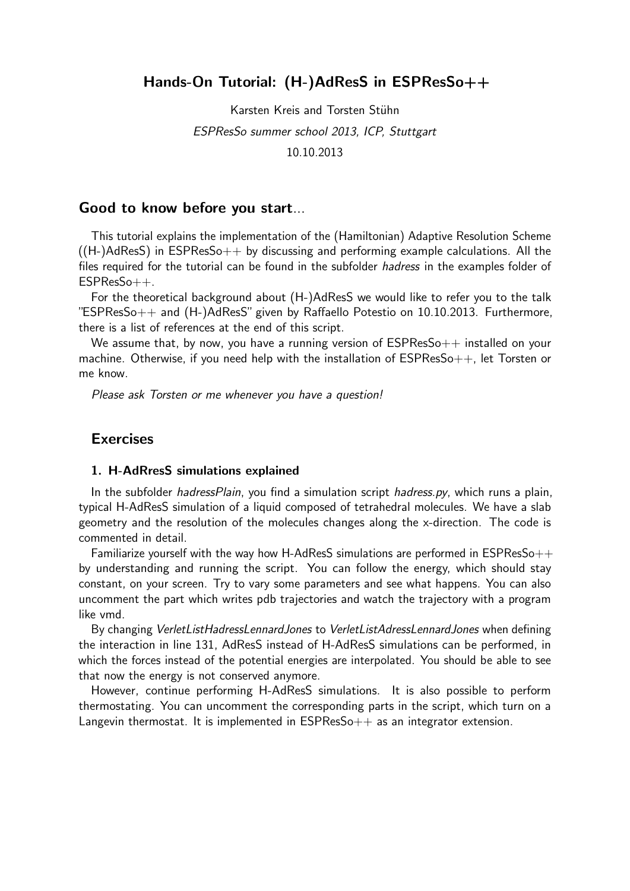# Hands-On Tutorial: (H-)AdResS in ESPResSo++

Karsten Kreis and Torsten Stühn

*ESPResSo summer school 2013, ICP, Stuttgart*

10.10.2013

## Good to know before you start...

This tutorial explains the implementation of the (Hamiltonian) Adaptive Resolution Scheme ((H-)AdResS) in ESPResSo++ by discussing and performing example calculations. All the files required for the tutorial can be found in the subfolder *hadress* in the examples folder of ESPResSo++.

For the theoretical background about (H-)AdResS we would like to refer you to the talk "ESPResSo++ and (H-)AdResS" given by Raffaello Potestio on 10.10.2013. Furthermore, there is a list of references at the end of this script.

We assume that, by now, you have a running version of ESPResSo++ installed on your machine. Otherwise, if you need help with the installation of ESPResSo++, let Torsten or me know.

*Please ask Torsten or me whenever you have a question!*

## Exercises

### 1. H-AdrresS simulations explained

In the subfolder *hadressPlain*, you find a simulation script *hadress.py*, which runs a plain, typical H-AdResS simulation of a liquid composed of tetrahedral molecules. We have a slab geometry and the resolution of the molecules changes along the x-direction. The code is commented in detail.

Familiarize yourself with the way how H-AdResS simulations are performed in ESPResSo++ by understanding and running the script. You can follow the energy, which should stay constant, on your screen. Try to vary some parameters and see what happens. You can also uncomment the part which writes pdb trajectories and watch the trajectory with a program like vmd.

By changing *VerletListHadressLennardJones* to *VerletListAdressLennardJones* when defining the interaction in line 131, AdResS instead of H-AdResS simulations can be performed, in which the forces instead of the potential energies are interpolated. You should be able to see that now the energy is not conserved anymore.

However, continue performing H-AdResS simulations. It is also possible to perform thermostating. You can uncomment the corresponding parts in the script, which turn on a Langevin thermostat. It is implemented in ESPResSo++ as an integrator extension.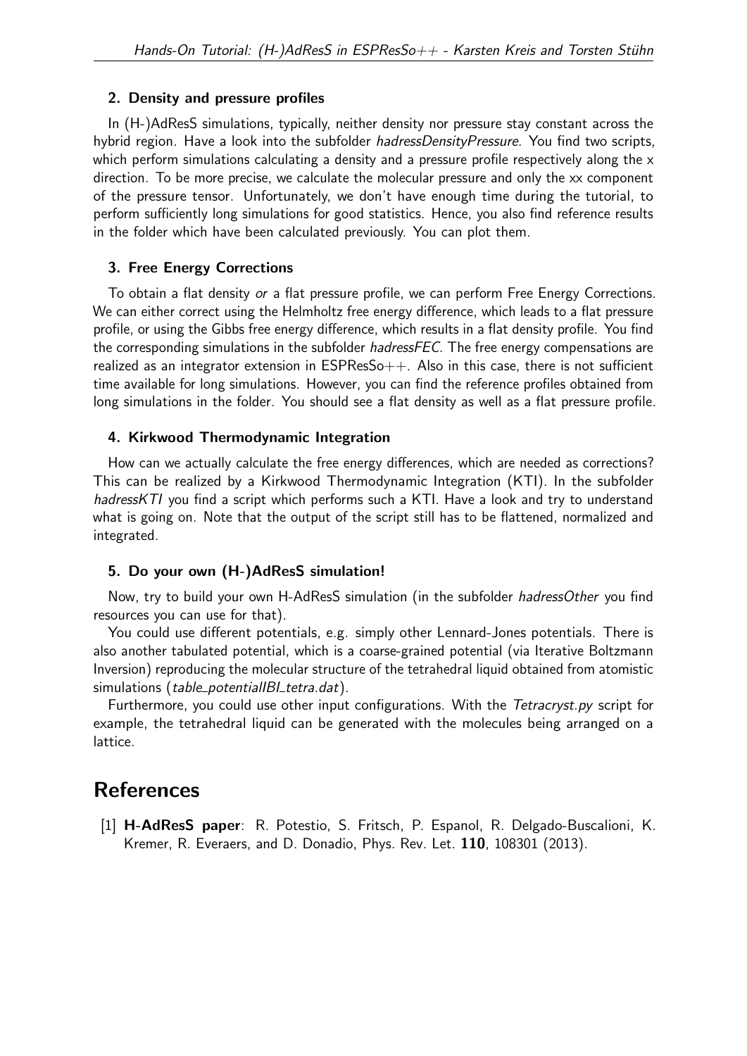### 2. Density and pressure profiles

In (H-)AdResS simulations, typically, neither density nor pressure stay constant across the hybrid region. Have a look into the subfolder *hadressDensityPressure*. You find two scripts, which perform simulations calculating a density and a pressure profile respectively along the x direction. To be more precise, we calculate the molecular pressure and only the xx component of the pressure tensor. Unfortunately, we don't have enough time during the tutorial, to perform sufficiently long simulations for good statistics. Hence, you also find reference results in the folder which have been calculated previously. You can plot them.

### 3. Free Energy Corrections

To obtain a flat density *or* a flat pressure profile, we can perform Free Energy Corrections. We can either correct using the Helmholtz free energy difference, which leads to a flat pressure profile, or using the Gibbs free energy difference, which results in a flat density profile. You find the corresponding simulations in the subfolder *hadressFEC*. The free energy compensations are realized as an integrator extension in ESPResSo++. Also in this case, there is not sufficient time available for long simulations. However, you can find the reference profiles obtained from long simulations in the folder. You should see a flat density as well as a flat pressure profile.

### 4. Kirkwood Thermodynamic Integration

How can we actually calculate the free energy differences, which are needed as corrections? This can be realized by a Kirkwood Thermodynamic Integration (KTI). In the subfolder *hadressKTI* you find a script which performs such a KTI. Have a look and try to understand what is going on. Note that the output of the script still has to be flattened, normalized and integrated.

### 5. Do your own (H-)AdResS simulation!

Now, try to build your own H-AdResS simulation (in the subfolder *hadressOther* you find resources you can use for that).

You could use different potentials, e.g. simply other Lennard-Jones potentials. There is also another tabulated potential, which is a coarse-grained potential (via Iterative Boltzmann Inversion) reproducing the molecular structure of the tetrahedral liquid obtained from atomistic simulations (*table_potentialIBI_tetra.dat*).

Furthermore, you could use other input configurations. With the *Tetracryst.py* script for example, the tetrahedral liquid can be generated with the molecules being arranged on a lattice.

# References

[1] **H-AdResS paper**: R. Potestio, S. Fritsch, P. Espanol, R. Delgado-Buscalioni, K. Kremer, R. Everaers, and D. Donadio, Phys. Rev. Let. **110**, 108301 (2013).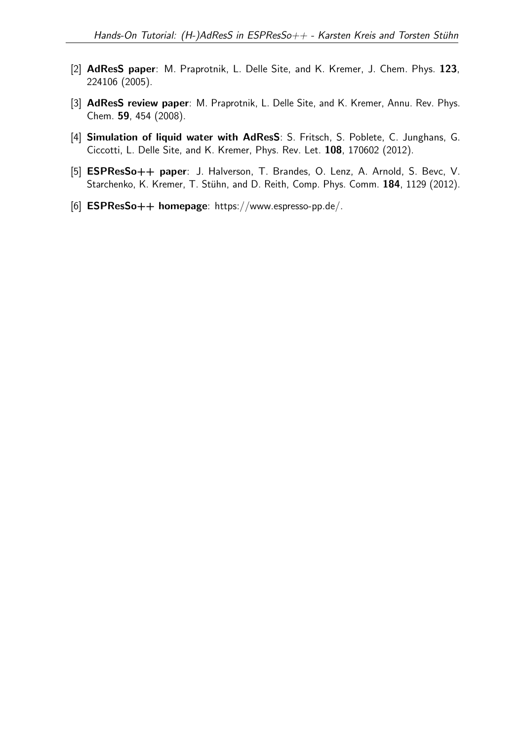[2] **AdResS paper**: M. Praprotnik, L. Delle Site, and K. Kremer, J. Chem. Phys. **123**, 224106 (2005).

[3] **AdResS review paper**: M. Praprotnik, L. Delle Site, and K. Kremer, Annu. Rev. Phys. Chem. **59**, 454 (2008).

[4] **Simulation of liquid water with AdResS**: S. Fritsch, S. Poblete, C. Junghans, G. Ciccotti, L. Delle Site, and K. Kremer, Phys. Rev. Let. **108**, 170602 (2012).

[5] **ESPResSo++ paper**: J. Halverson, T. Brandes, O. Lenz, A. Arnold, S. Bevc, V. Starchenko, K. Kremer, T. Stühn, and D. Reith, Comp. Phys. Comm. **184**, 1129 (2012).

[6] **ESPResSo++ homepage**: https://www.espresso-pp.de/.